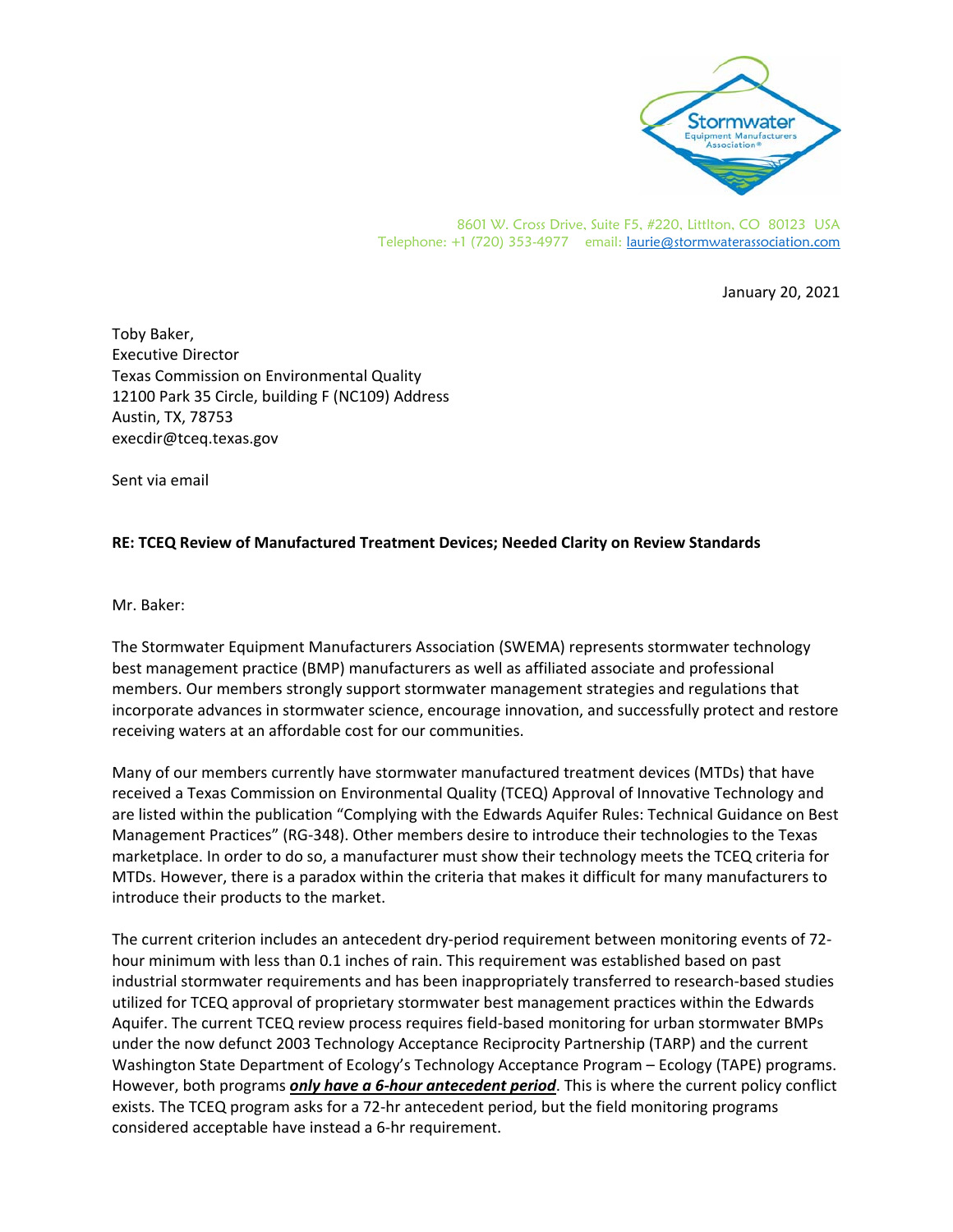Stormwater Equipment Manufacturers Association®

8601 W. Cross Drive, Suite F5, #220, Littlton, CO 80123 USA
Telephone: +1 (720) 353-4977 email: laurie@stormwaterassociation.com

January 20, 2021

Toby Baker,
Executive Director
Texas Commission on Environmental Quality
12100 Park 35 Circle, building F (NC109) Address
Austin, TX, 78753
execdir@tceq.texas.gov

Sent via email

**RE: TCEQ Review of Manufactured Treatment Devices; Needed Clarity on Review Standards**

Mr. Baker:

The Stormwater Equipment Manufacturers Association (SWEMA) represents stormwater technology best management practice (BMP) manufacturers as well as affiliated associate and professional members. Our members strongly support stormwater management strategies and regulations that incorporate advances in stormwater science, encourage innovation, and successfully protect and restore receiving waters at an affordable cost for our communities.

Many of our members currently have stormwater manufactured treatment devices (MTDs) that have received a Texas Commission on Environmental Quality (TCEQ) Approval of Innovative Technology and are listed within the publication "Complying with the Edwards Aquifer Rules: Technical Guidance on Best Management Practices" (RG-348). Other members desire to introduce their technologies to the Texas marketplace. In order to do so, a manufacturer must show their technology meets the TCEQ criteria for MTDs. However, there is a paradox within the criteria that makes it difficult for many manufacturers to introduce their products to the market.

The current criterion includes an antecedent dry-period requirement between monitoring events of 72-hour minimum with less than 0.1 inches of rain. This requirement was established based on past industrial stormwater requirements and has been inappropriately transferred to research-based studies utilized for TCEQ approval of proprietary stormwater best management practices within the Edwards Aquifer. The current TCEQ review process requires field-based monitoring for urban stormwater BMPs under the now defunct 2003 Technology Acceptance Reciprocity Partnership (TARP) and the current Washington State Department of Ecology's Technology Acceptance Program – Ecology (TAPE) programs. However, both programs ***only have a 6-hour antecedent period***. This is where the current policy conflict exists. The TCEQ program asks for a 72-hr antecedent period, but the field monitoring programs considered acceptable have instead a 6-hr requirement.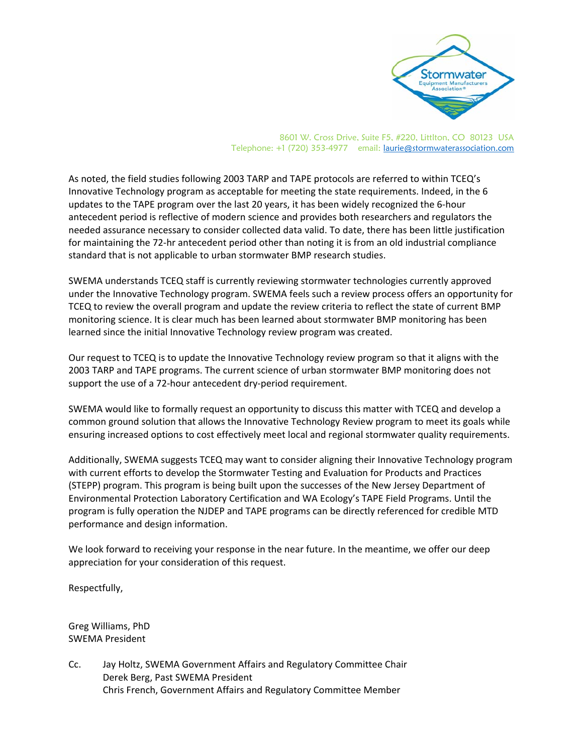8601 W. Cross Drive, Suite F5, #220, Littlton, CO 80123 USA
Telephone: +1 (720) 353-4977 email: laurie@stormwaterassociation.com

As noted, the field studies following 2003 TARP and TAPE protocols are referred to within TCEQ's Innovative Technology program as acceptable for meeting the state requirements. Indeed, in the 6 updates to the TAPE program over the last 20 years, it has been widely recognized the 6-hour antecedent period is reflective of modern science and provides both researchers and regulators the needed assurance necessary to consider collected data valid. To date, there has been little justification for maintaining the 72-hr antecedent period other than noting it is from an old industrial compliance standard that is not applicable to urban stormwater BMP research studies.

SWEMA understands TCEQ staff is currently reviewing stormwater technologies currently approved under the Innovative Technology program. SWEMA feels such a review process offers an opportunity for TCEQ to review the overall program and update the review criteria to reflect the state of current BMP monitoring science. It is clear much has been learned about stormwater BMP monitoring has been learned since the initial Innovative Technology review program was created.

Our request to TCEQ is to update the Innovative Technology review program so that it aligns with the 2003 TARP and TAPE programs. The current science of urban stormwater BMP monitoring does not support the use of a 72-hour antecedent dry-period requirement.

SWEMA would like to formally request an opportunity to discuss this matter with TCEQ and develop a common ground solution that allows the Innovative Technology Review program to meet its goals while ensuring increased options to cost effectively meet local and regional stormwater quality requirements.

Additionally, SWEMA suggests TCEQ may want to consider aligning their Innovative Technology program with current efforts to develop the Stormwater Testing and Evaluation for Products and Practices (STEPP) program. This program is being built upon the successes of the New Jersey Department of Environmental Protection Laboratory Certification and WA Ecology's TAPE Field Programs. Until the program is fully operation the NJDEP and TAPE programs can be directly referenced for credible MTD performance and design information.

We look forward to receiving your response in the near future. In the meantime, we offer our deep appreciation for your consideration of this request.

Respectfully,

Greg Williams, PhD
SWEMA President

Cc. Jay Holtz, SWEMA Government Affairs and Regulatory Committee Chair
Derek Berg, Past SWEMA President
Chris French, Government Affairs and Regulatory Committee Member